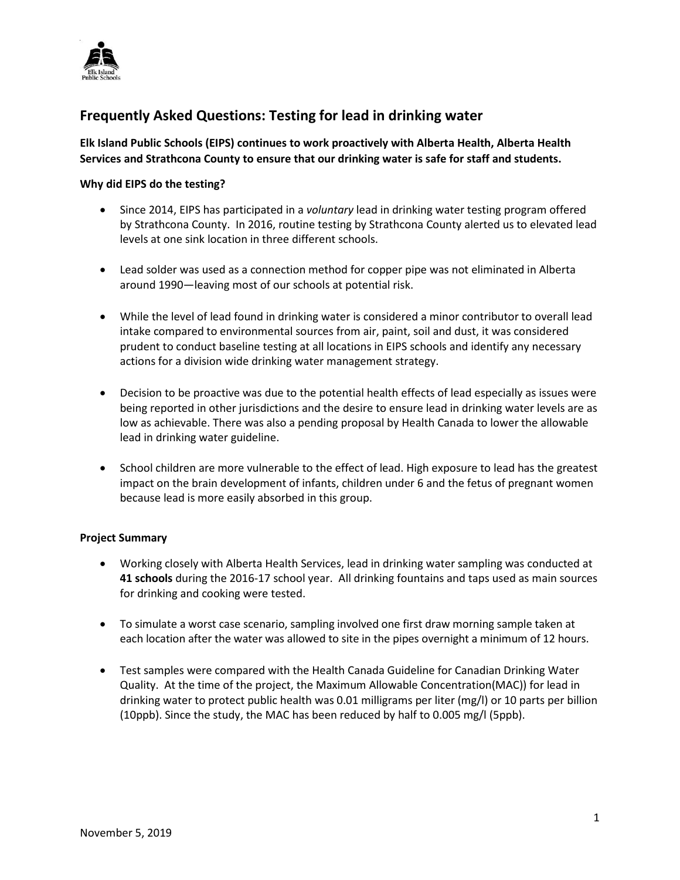# Frequently Asked Questions: Testing for lead in drinking water

**Elk Island Public Schools (EIPS) continues to work proactively with Alberta Health, Alberta Health Services and Strathcona County to ensure that our drinking water is safe for staff and students.**

**Why did EIPS do the testing?**

- Since 2014, EIPS has participated in a *voluntary* lead in drinking water testing program offered by Strathcona County. In 2016, routine testing by Strathcona County alerted us to elevated lead levels at one sink location in three different schools.

- Lead solder was used as a connection method for copper pipe was not eliminated in Alberta around 1990—leaving most of our schools at potential risk.

- While the level of lead found in drinking water is considered a minor contributor to overall lead intake compared to environmental sources from air, paint, soil and dust, it was considered prudent to conduct baseline testing at all locations in EIPS schools and identify any necessary actions for a division wide drinking water management strategy.

- Decision to be proactive was due to the potential health effects of lead especially as issues were being reported in other jurisdictions and the desire to ensure lead in drinking water levels are as low as achievable. There was also a pending proposal by Health Canada to lower the allowable lead in drinking water guideline.

- School children are more vulnerable to the effect of lead. High exposure to lead has the greatest impact on the brain development of infants, children under 6 and the fetus of pregnant women because lead is more easily absorbed in this group.

**Project Summary**

- Working closely with Alberta Health Services, lead in drinking water sampling was conducted at **41 schools** during the 2016-17 school year. All drinking fountains and taps used as main sources for drinking and cooking were tested.

- To simulate a worst case scenario, sampling involved one first draw morning sample taken at each location after the water was allowed to site in the pipes overnight a minimum of 12 hours.

- Test samples were compared with the Health Canada Guideline for Canadian Drinking Water Quality. At the time of the project, the Maximum Allowable Concentration(MAC)) for lead in drinking water to protect public health was 0.01 milligrams per liter (mg/l) or 10 parts per billion (10ppb). Since the study, the MAC has been reduced by half to 0.005 mg/l (5ppb).

November 5, 2019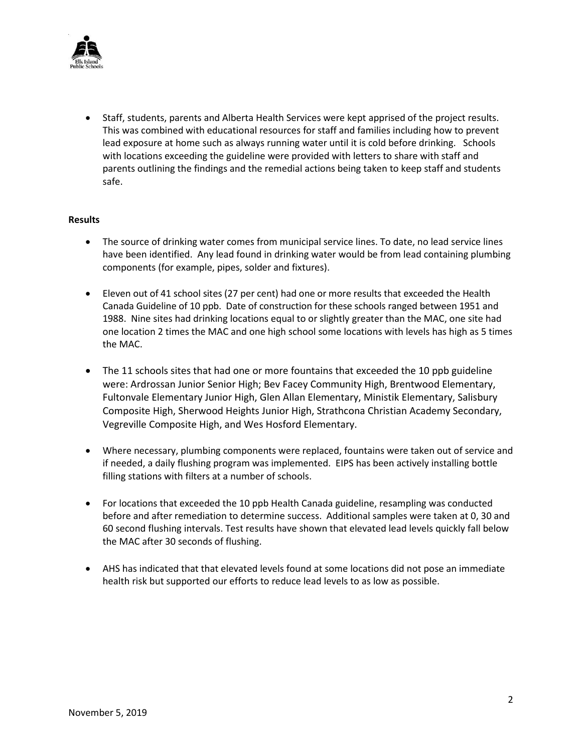- Staff, students, parents and Alberta Health Services were kept apprised of the project results. This was combined with educational resources for staff and families including how to prevent lead exposure at home such as always running water until it is cold before drinking. Schools with locations exceeding the guideline were provided with letters to share with staff and parents outlining the findings and the remedial actions being taken to keep staff and students safe.

**Results**

- The source of drinking water comes from municipal service lines. To date, no lead service lines have been identified. Any lead found in drinking water would be from lead containing plumbing components (for example, pipes, solder and fixtures).

- Eleven out of 41 school sites (27 per cent) had one or more results that exceeded the Health Canada Guideline of 10 ppb. Date of construction for these schools ranged between 1951 and 1988. Nine sites had drinking locations equal to or slightly greater than the MAC, one site had one location 2 times the MAC and one high school some locations with levels has high as 5 times the MAC.

- The 11 schools sites that had one or more fountains that exceeded the 10 ppb guideline were: Ardrossan Junior Senior High; Bev Facey Community High, Brentwood Elementary, Fultonvale Elementary Junior High, Glen Allan Elementary, Ministik Elementary, Salisbury Composite High, Sherwood Heights Junior High, Strathcona Christian Academy Secondary, Vegreville Composite High, and Wes Hosford Elementary.

- Where necessary, plumbing components were replaced, fountains were taken out of service and if needed, a daily flushing program was implemented. EIPS has been actively installing bottle filling stations with filters at a number of schools.

- For locations that exceeded the 10 ppb Health Canada guideline, resampling was conducted before and after remediation to determine success. Additional samples were taken at 0, 30 and 60 second flushing intervals. Test results have shown that elevated lead levels quickly fall below the MAC after 30 seconds of flushing.

- AHS has indicated that that elevated levels found at some locations did not pose an immediate health risk but supported our efforts to reduce lead levels to as low as possible.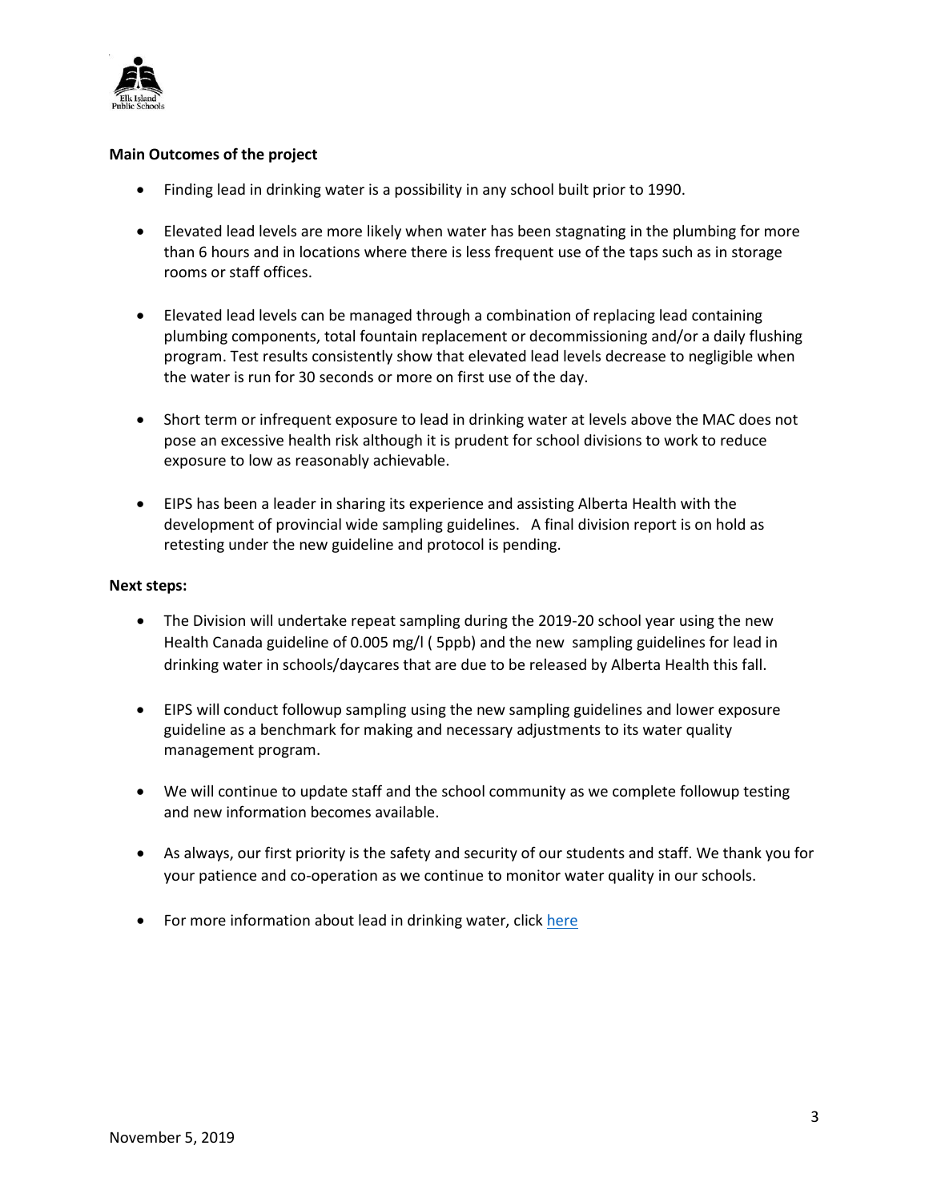**Main Outcomes of the project**

- Finding lead in drinking water is a possibility in any school built prior to 1990.
- Elevated lead levels are more likely when water has been stagnating in the plumbing for more than 6 hours and in locations where there is less frequent use of the taps such as in storage rooms or staff offices.
- Elevated lead levels can be managed through a combination of replacing lead containing plumbing components, total fountain replacement or decommissioning and/or a daily flushing program. Test results consistently show that elevated lead levels decrease to negligible when the water is run for 30 seconds or more on first use of the day.
- Short term or infrequent exposure to lead in drinking water at levels above the MAC does not pose an excessive health risk although it is prudent for school divisions to work to reduce exposure to low as reasonably achievable.
- EIPS has been a leader in sharing its experience and assisting Alberta Health with the development of provincial wide sampling guidelines. A final division report is on hold as retesting under the new guideline and protocol is pending.

**Next steps:**

- The Division will undertake repeat sampling during the 2019-20 school year using the new Health Canada guideline of 0.005 mg/l ( 5ppb) and the new sampling guidelines for lead in drinking water in schools/daycares that are due to be released by Alberta Health this fall.
- EIPS will conduct followup sampling using the new sampling guidelines and lower exposure guideline as a benchmark for making and necessary adjustments to its water quality management program.
- We will continue to update staff and the school community as we complete followup testing and new information becomes available.
- As always, our first priority is the safety and security of our students and staff. We thank you for your patience and co-operation as we continue to monitor water quality in our schools.
- For more information about lead in drinking water, click here

November 5, 2019